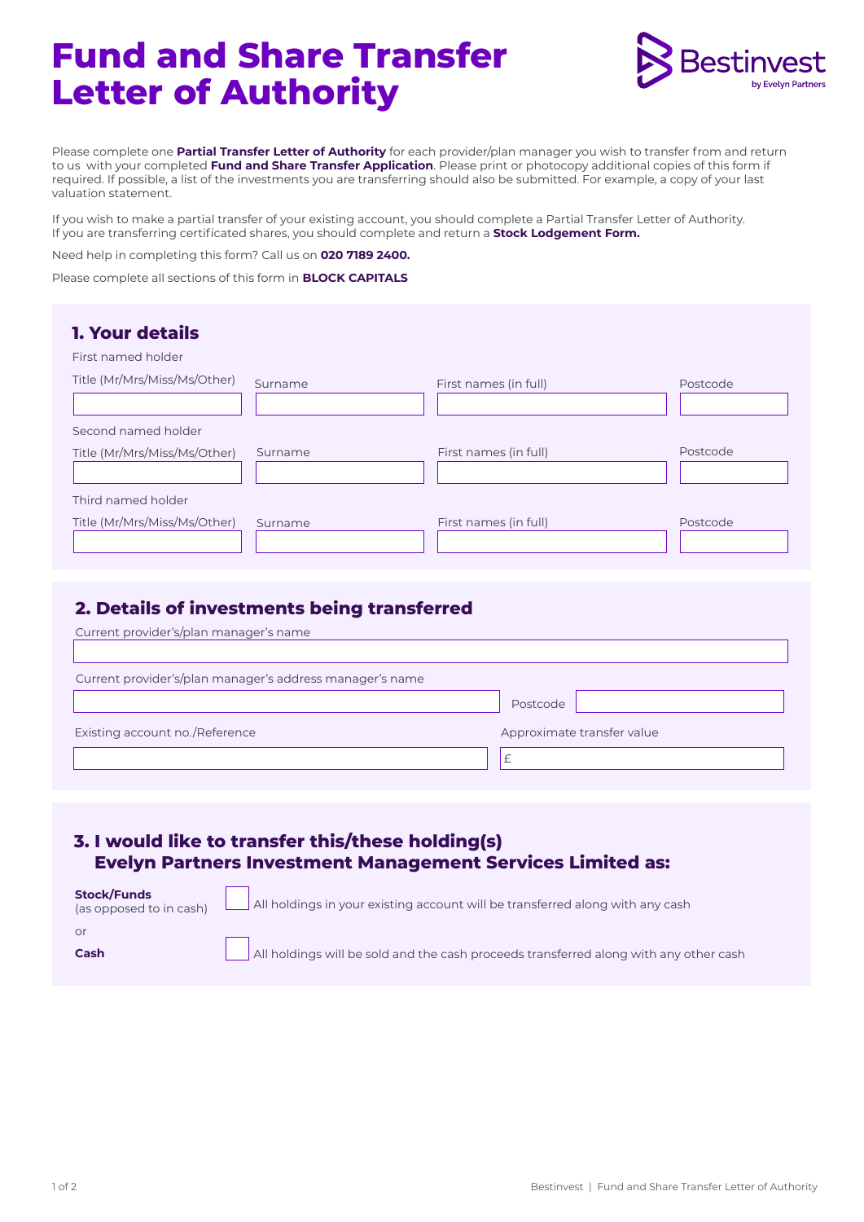# Fund and Share Transfer Letter of Authority

Bestinvest by Evelyn Partners

Please complete one **Partial Transfer Letter of Authority** for each provider/plan manager you wish to transfer from and return to us with your completed **Fund and Share Transfer Application**. Please print or photocopy additional copies of this form if required. If possible, a list of the investments you are transferring should also be submitted. For example, a copy of your last valuation statement.

If you wish to make a partial transfer of your existing account, you should complete a Partial Transfer Letter of Authority. If you are transferring certificated shares, you should complete and return a **Stock Lodgement Form.**

Need help in completing this form? Call us on **020 7189 2400.**

Please complete all sections of this form in **BLOCK CAPITALS**

## 1. Your details

First named holder

| Title (Mr/Mrs/Miss/Ms/Other) | Surname | First names (in full) | Postcode |
|---|---|---|---|
| | | | |

Second named holder

| Title (Mr/Mrs/Miss/Ms/Other) | Surname | First names (in full) | Postcode |
|---|---|---|---|
| | | | |

Third named holder

| Title (Mr/Mrs/Miss/Ms/Other) | Surname | First names (in full) | Postcode |
|---|---|---|---|
| | | | |

## 2. Details of investments being transferred

Current provider's/plan manager's name

Current provider's/plan manager's address manager's name

Postcode

Existing account no./Reference

Approximate transfer value

£

## 3. I would like to transfer this/these holding(s) Evelyn Partners Investment Management Services Limited as:

**Stock/Funds** (as opposed to in cash) ☐ All holdings in your existing account will be transferred along with any cash

or

**Cash** ☐ All holdings will be sold and the cash proceeds transferred along with any other cash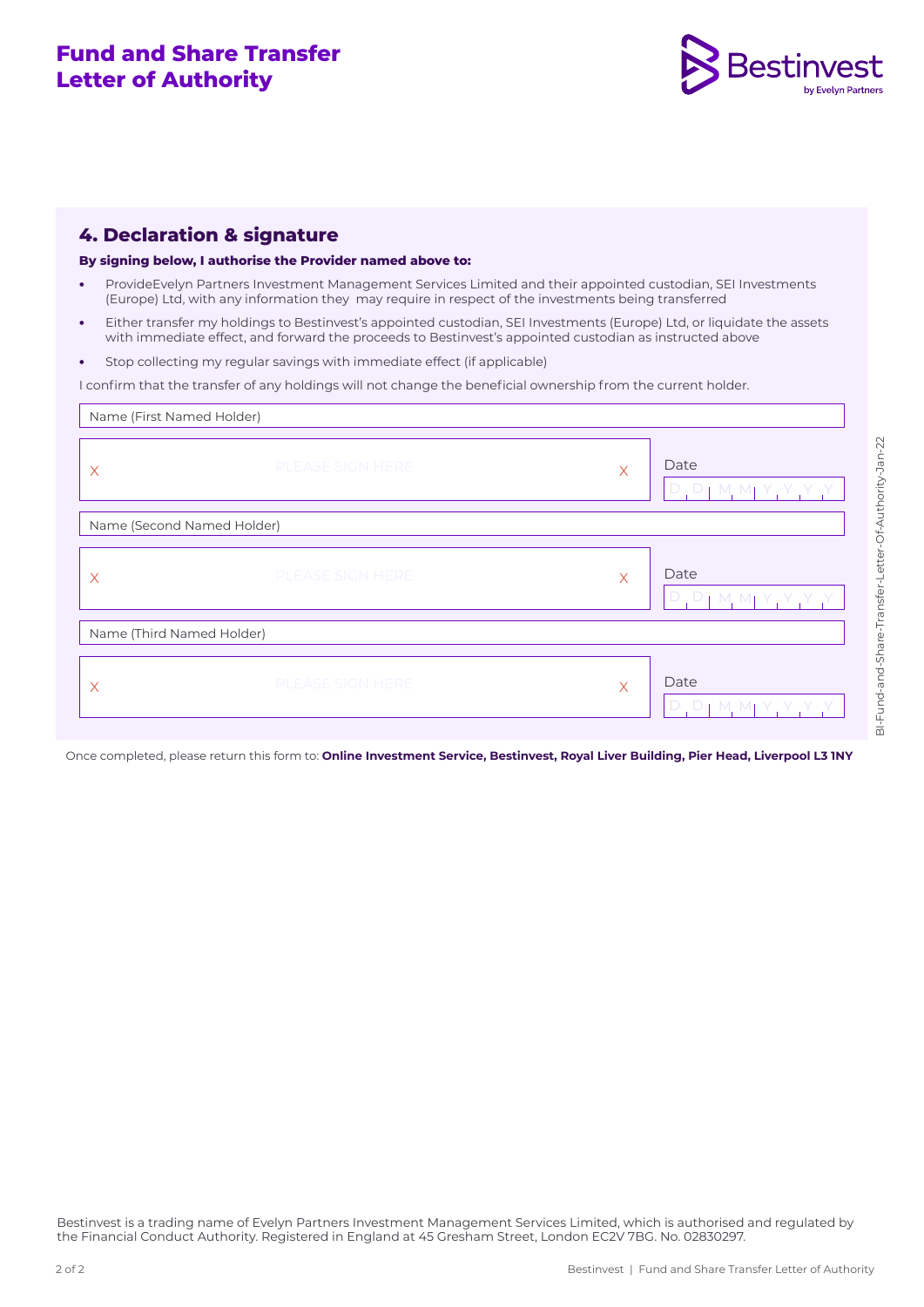# Fund and Share Transfer Letter of Authority

## 4. Declaration & signature

**By signing below, I authorise the Provider named above to:**

- ProvideEvelyn Partners Investment Management Services Limited and their appointed custodian, SEI Investments (Europe) Ltd, with any information they may require in respect of the investments being transferred
- Either transfer my holdings to Bestinvest's appointed custodian, SEI Investments (Europe) Ltd, or liquidate the assets with immediate effect, and forward the proceeds to Bestinvest's appointed custodian as instructed above
- Stop collecting my regular savings with immediate effect (if applicable)

I confirm that the transfer of any holdings will not change the beneficial ownership from the current holder.

Name (First Named Holder)

X PLEASE SIGN HERE X — Date D D M M Y Y Y Y

Name (Second Named Holder)

X PLEASE SIGN HERE X — Date D D M M Y Y Y Y

Name (Third Named Holder)

X PLEASE SIGN HERE X — Date D D M M Y Y Y Y

Once completed, please return this form to: **Online Investment Service, Bestinvest, Royal Liver Building, Pier Head, Liverpool L3 1NY**

BI-Fund-and-Share-Transfer-Letter-Of-Authority-Jan-22

Bestinvest is a trading name of Evelyn Partners Investment Management Services Limited, which is authorised and regulated by the Financial Conduct Authority. Registered in England at 45 Gresham Street, London EC2V 7BG. No. 02830297.